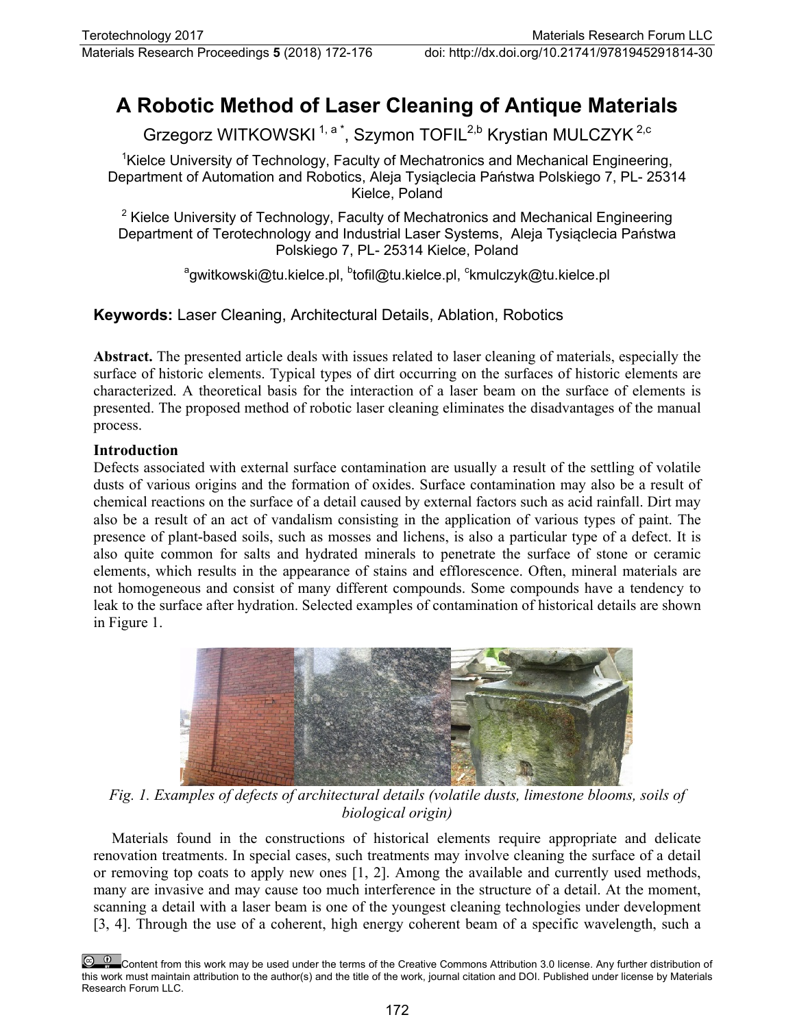# A Robotic Method of Laser Cleaning of Antique Materials

Grzegorz WITKOWSKI [1, a *], Szymon TOFIL[2,b] Krystian MULCZYK [2,c]

[1]Kielce University of Technology, Faculty of Mechatronics and Mechanical Engineering, Department of Automation and Robotics, Aleja Tysiąclecia Państwa Polskiego 7, PL- 25314 Kielce, Poland

[2] Kielce University of Technology, Faculty of Mechatronics and Mechanical Engineering Department of Terotechnology and Industrial Laser Systems, Aleja Tysiąclecia Państwa Polskiego 7, PL- 25314 Kielce, Poland

[a]gwitkowski@tu.kielce.pl, [b]tofil@tu.kielce.pl, [c]kmulczyk@tu.kielce.pl

**Keywords:** Laser Cleaning, Architectural Details, Ablation, Robotics

**Abstract.** The presented article deals with issues related to laser cleaning of materials, especially the surface of historic elements. Typical types of dirt occurring on the surfaces of historic elements are characterized. A theoretical basis for the interaction of a laser beam on the surface of elements is presented. The proposed method of robotic laser cleaning eliminates the disadvantages of the manual process.

## Introduction

Defects associated with external surface contamination are usually a result of the settling of volatile dusts of various origins and the formation of oxides. Surface contamination may also be a result of chemical reactions on the surface of a detail caused by external factors such as acid rainfall. Dirt may also be a result of an act of vandalism consisting in the application of various types of paint. The presence of plant-based soils, such as mosses and lichens, is also a particular type of a defect. It is also quite common for salts and hydrated minerals to penetrate the surface of stone or ceramic elements, which results in the appearance of stains and efflorescence. Often, mineral materials are not homogeneous and consist of many different compounds. Some compounds have a tendency to leak to the surface after hydration. Selected examples of contamination of historical details are shown in Figure 1.

*Fig. 1. Examples of defects of architectural details (volatile dusts, limestone blooms, soils of biological origin)*

Materials found in the constructions of historical elements require appropriate and delicate renovation treatments. In special cases, such treatments may involve cleaning the surface of a detail or removing top coats to apply new ones [1, 2]. Among the available and currently used methods, many are invasive and may cause too much interference in the structure of a detail. At the moment, scanning a detail with a laser beam is one of the youngest cleaning technologies under development [3, 4]. Through the use of a coherent, high energy coherent beam of a specific wavelength, such a

Content from this work may be used under the terms of the Creative Commons Attribution 3.0 license. Any further distribution of this work must maintain attribution to the author(s) and the title of the work, journal citation and DOI. Published under license by Materials Research Forum LLC.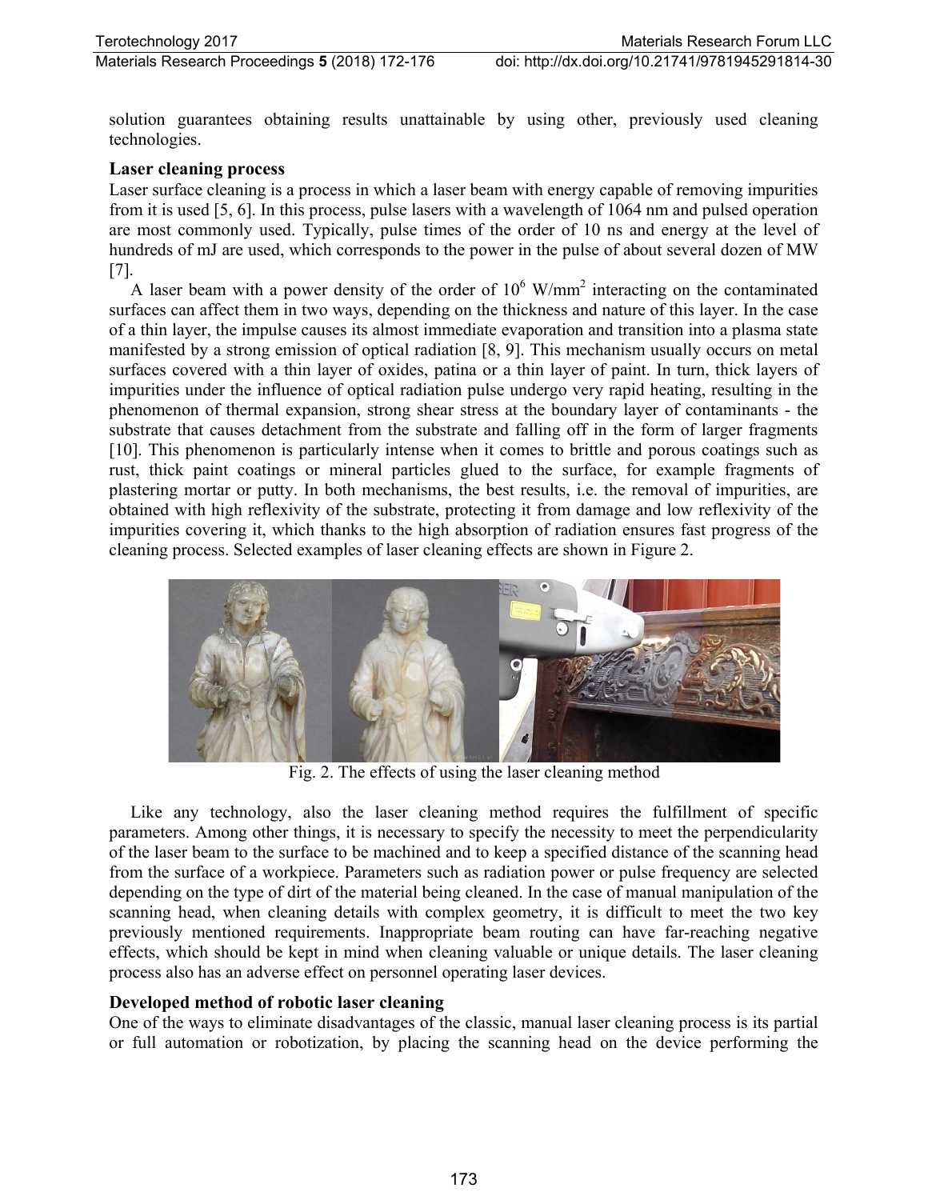solution guarantees obtaining results unattainable by using other, previously used cleaning technologies.

### Laser cleaning process

Laser surface cleaning is a process in which a laser beam with energy capable of removing impurities from it is used [5, 6]. In this process, pulse lasers with a wavelength of 1064 nm and pulsed operation are most commonly used. Typically, pulse times of the order of 10 ns and energy at the level of hundreds of mJ are used, which corresponds to the power in the pulse of about several dozen of MW [7].

A laser beam with a power density of the order of $10^6$ W/mm$^2$ interacting on the contaminated surfaces can affect them in two ways, depending on the thickness and nature of this layer. In the case of a thin layer, the impulse causes its almost immediate evaporation and transition into a plasma state manifested by a strong emission of optical radiation [8, 9]. This mechanism usually occurs on metal surfaces covered with a thin layer of oxides, patina or a thin layer of paint. In turn, thick layers of impurities under the influence of optical radiation pulse undergo very rapid heating, resulting in the phenomenon of thermal expansion, strong shear stress at the boundary layer of contaminants - the substrate that causes detachment from the substrate and falling off in the form of larger fragments [10]. This phenomenon is particularly intense when it comes to brittle and porous coatings such as rust, thick paint coatings or mineral particles glued to the surface, for example fragments of plastering mortar or putty. In both mechanisms, the best results, i.e. the removal of impurities, are obtained with high reflexivity of the substrate, protecting it from damage and low reflexivity of the impurities covering it, which thanks to the high absorption of radiation ensures fast progress of the cleaning process. Selected examples of laser cleaning effects are shown in Figure 2.

Fig. 2. The effects of using the laser cleaning method

Like any technology, also the laser cleaning method requires the fulfillment of specific parameters. Among other things, it is necessary to specify the necessity to meet the perpendicularity of the laser beam to the surface to be machined and to keep a specified distance of the scanning head from the surface of a workpiece. Parameters such as radiation power or pulse frequency are selected depending on the type of dirt of the material being cleaned. In the case of manual manipulation of the scanning head, when cleaning details with complex geometry, it is difficult to meet the two key previously mentioned requirements. Inappropriate beam routing can have far-reaching negative effects, which should be kept in mind when cleaning valuable or unique details. The laser cleaning process also has an adverse effect on personnel operating laser devices.

### Developed method of robotic laser cleaning

One of the ways to eliminate disadvantages of the classic, manual laser cleaning process is its partial or full automation or robotization, by placing the scanning head on the device performing the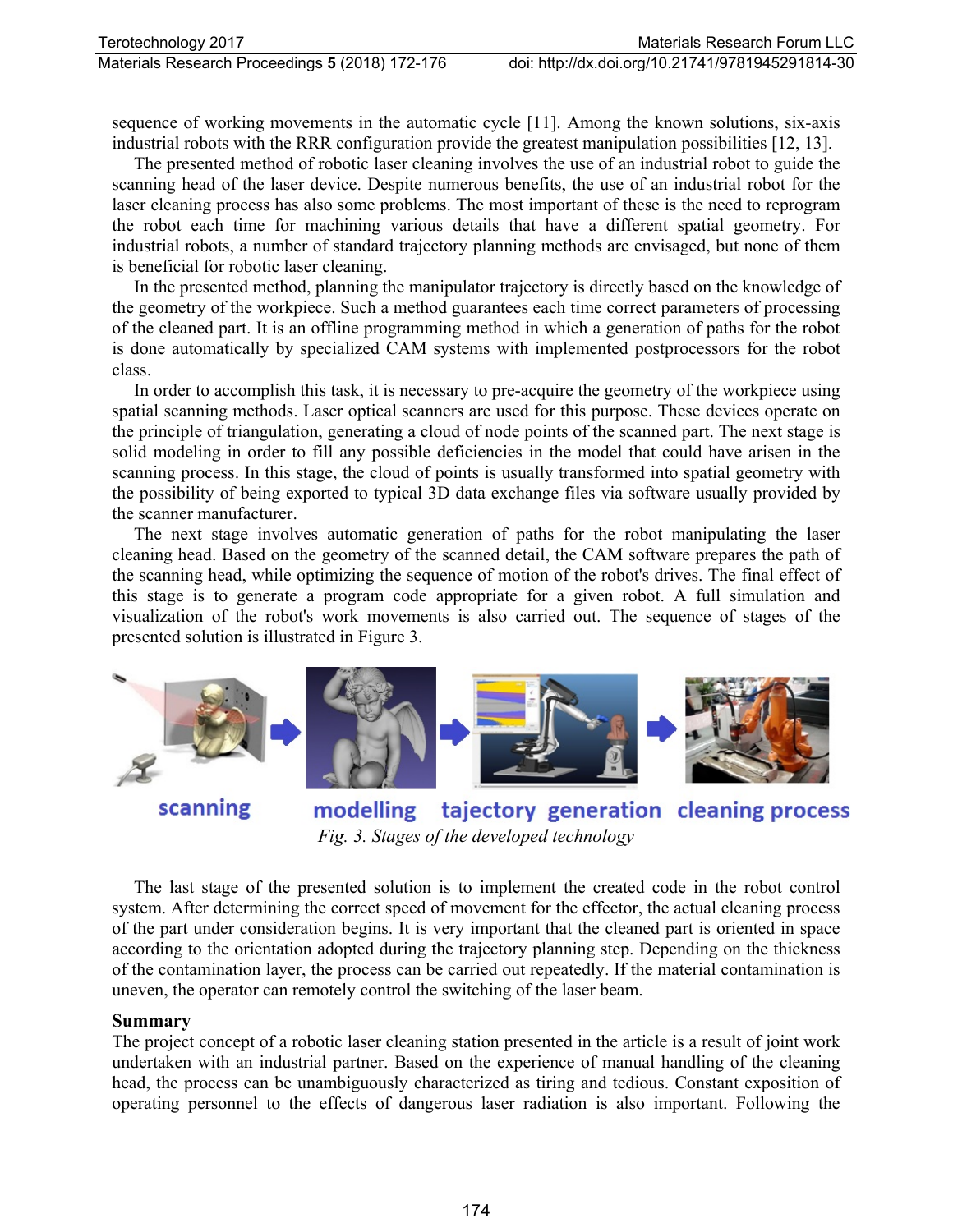sequence of working movements in the automatic cycle [11]. Among the known solutions, six-axis industrial robots with the RRR configuration provide the greatest manipulation possibilities [12, 13].

The presented method of robotic laser cleaning involves the use of an industrial robot to guide the scanning head of the laser device. Despite numerous benefits, the use of an industrial robot for the laser cleaning process has also some problems. The most important of these is the need to reprogram the robot each time for machining various details that have a different spatial geometry. For industrial robots, a number of standard trajectory planning methods are envisaged, but none of them is beneficial for robotic laser cleaning.

In the presented method, planning the manipulator trajectory is directly based on the knowledge of the geometry of the workpiece. Such a method guarantees each time correct parameters of processing of the cleaned part. It is an offline programming method in which a generation of paths for the robot is done automatically by specialized CAM systems with implemented postprocessors for the robot class.

In order to accomplish this task, it is necessary to pre-acquire the geometry of the workpiece using spatial scanning methods. Laser optical scanners are used for this purpose. These devices operate on the principle of triangulation, generating a cloud of node points of the scanned part. The next stage is solid modeling in order to fill any possible deficiencies in the model that could have arisen in the scanning process. In this stage, the cloud of points is usually transformed into spatial geometry with the possibility of being exported to typical 3D data exchange files via software usually provided by the scanner manufacturer.

The next stage involves automatic generation of paths for the robot manipulating the laser cleaning head. Based on the geometry of the scanned detail, the CAM software prepares the path of the scanning head, while optimizing the sequence of motion of the robot's drives. The final effect of this stage is to generate a program code appropriate for a given robot. A full simulation and visualization of the robot's work movements is also carried out. The sequence of stages of the presented solution is illustrated in Figure 3.

scanning modelling tajectory generation cleaning process

*Fig. 3. Stages of the developed technology*

The last stage of the presented solution is to implement the created code in the robot control system. After determining the correct speed of movement for the effector, the actual cleaning process of the part under consideration begins. It is very important that the cleaned part is oriented in space according to the orientation adopted during the trajectory planning step. Depending on the thickness of the contamination layer, the process can be carried out repeatedly. If the material contamination is uneven, the operator can remotely control the switching of the laser beam.

## Summary

The project concept of a robotic laser cleaning station presented in the article is a result of joint work undertaken with an industrial partner. Based on the experience of manual handling of the cleaning head, the process can be unambiguously characterized as tiring and tedious. Constant exposition of operating personnel to the effects of dangerous laser radiation is also important. Following the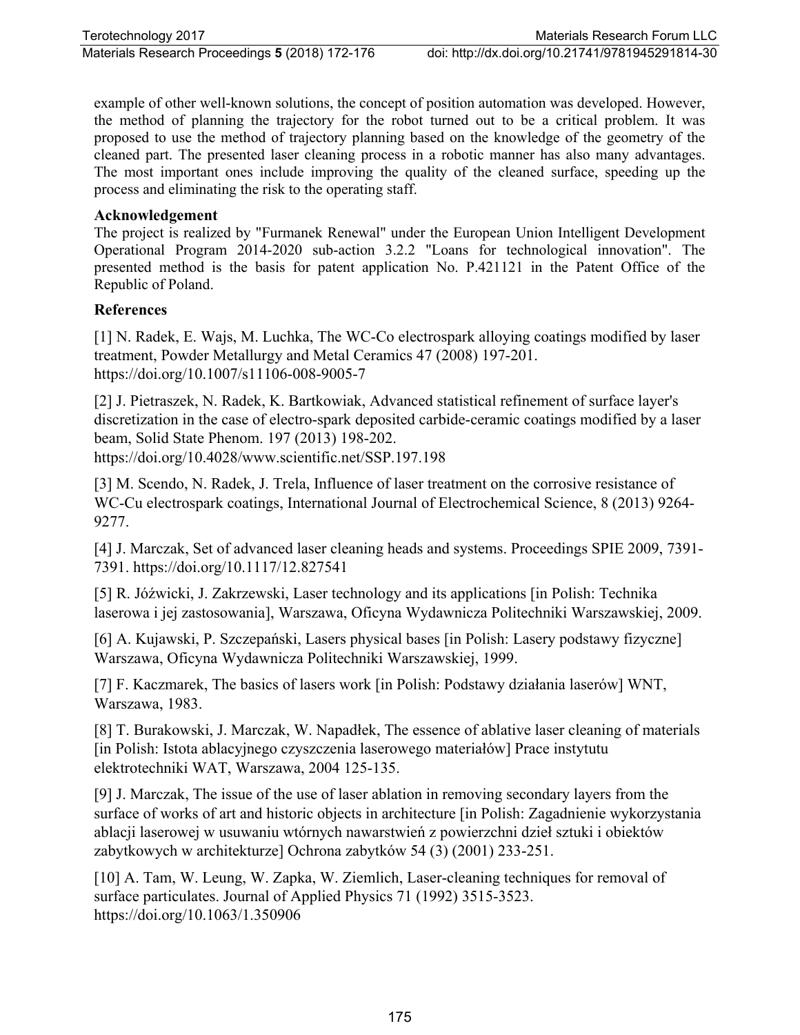example of other well-known solutions, the concept of position automation was developed. However, the method of planning the trajectory for the robot turned out to be a critical problem. It was proposed to use the method of trajectory planning based on the knowledge of the geometry of the cleaned part. The presented laser cleaning process in a robotic manner has also many advantages. The most important ones include improving the quality of the cleaned surface, speeding up the process and eliminating the risk to the operating staff.

## Acknowledgement

The project is realized by "Furmanek Renewal" under the European Union Intelligent Development Operational Program 2014-2020 sub-action 3.2.2 "Loans for technological innovation". The presented method is the basis for patent application No. P.421121 in the Patent Office of the Republic of Poland.

## References

[1] N. Radek, E. Wajs, M. Luchka, The WC-Co electrospark alloying coatings modified by laser treatment, Powder Metallurgy and Metal Ceramics 47 (2008) 197-201. https://doi.org/10.1007/s11106-008-9005-7

[2] J. Pietraszek, N. Radek, K. Bartkowiak, Advanced statistical refinement of surface layer's discretization in the case of electro-spark deposited carbide-ceramic coatings modified by a laser beam, Solid State Phenom. 197 (2013) 198-202. https://doi.org/10.4028/www.scientific.net/SSP.197.198

[3] M. Scendo, N. Radek, J. Trela, Influence of laser treatment on the corrosive resistance of WC-Cu electrospark coatings, International Journal of Electrochemical Science, 8 (2013) 9264-9277.

[4] J. Marczak, Set of advanced laser cleaning heads and systems. Proceedings SPIE 2009, 7391-7391. https://doi.org/10.1117/12.827541

[5] R. Jóźwicki, J. Zakrzewski, Laser technology and its applications [in Polish: Technika laserowa i jej zastosowania], Warszawa, Oficyna Wydawnicza Politechniki Warszawskiej, 2009.

[6] A. Kujawski, P. Szczepański, Lasers physical bases [in Polish: Lasery podstawy fizyczne] Warszawa, Oficyna Wydawnicza Politechniki Warszawskiej, 1999.

[7] F. Kaczmarek, The basics of lasers work [in Polish: Podstawy działania laserów] WNT, Warszawa, 1983.

[8] T. Burakowski, J. Marczak, W. Napadłek, The essence of ablative laser cleaning of materials [in Polish: Istota ablacyjnego czyszczenia laserowego materiałów] Prace instytutu elektrotechniki WAT, Warszawa, 2004 125-135.

[9] J. Marczak, The issue of the use of laser ablation in removing secondary layers from the surface of works of art and historic objects in architecture [in Polish: Zagadnienie wykorzystania ablacji laserowej w usuwaniu wtórnych nawarstwień z powierzchni dzieł sztuki i obiektów zabytkowych w architekturze] Ochrona zabytków 54 (3) (2001) 233-251.

[10] A. Tam, W. Leung, W. Zapka, W. Ziemlich, Laser-cleaning techniques for removal of surface particulates. Journal of Applied Physics 71 (1992) 3515-3523. https://doi.org/10.1063/1.350906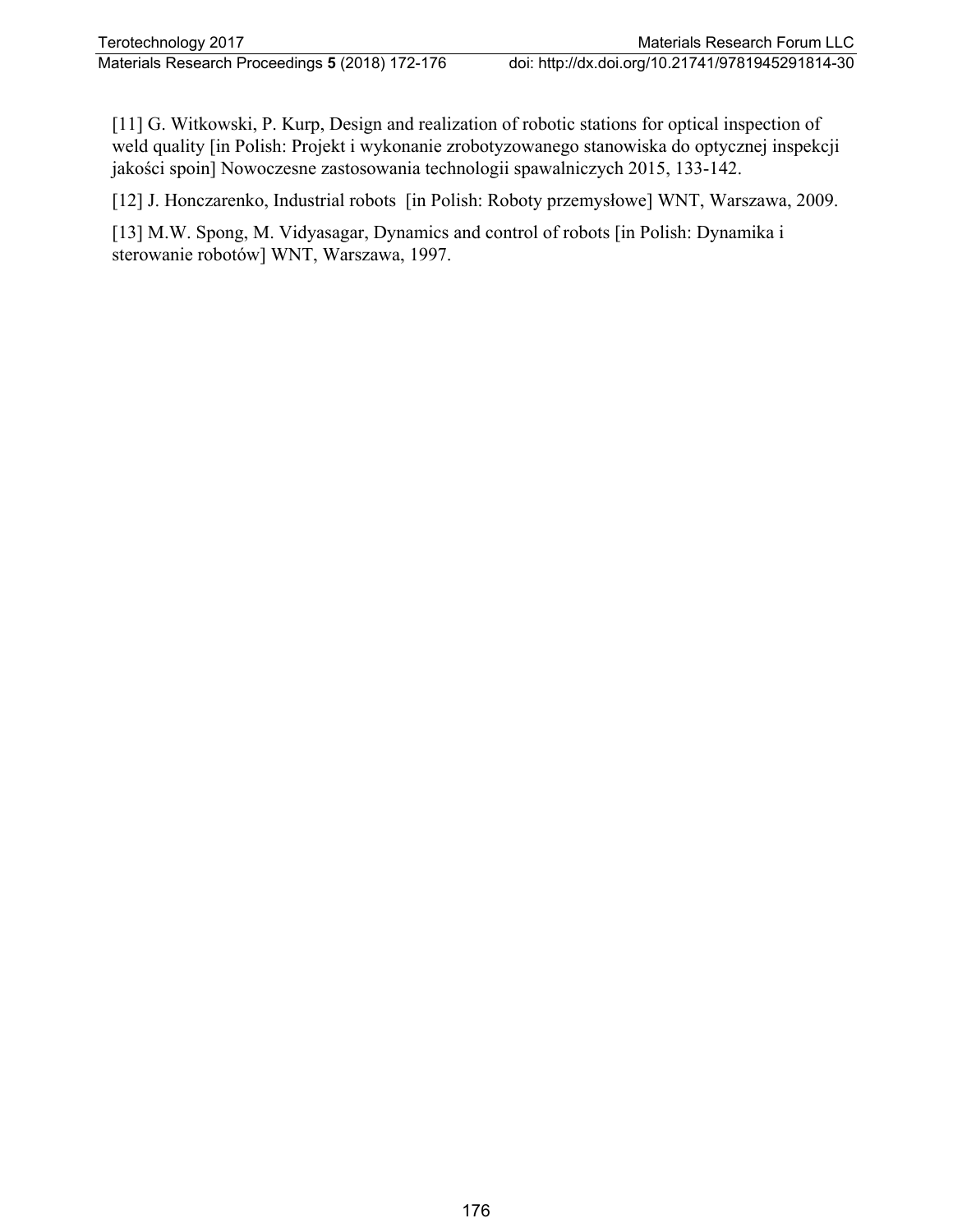[11] G. Witkowski, P. Kurp, Design and realization of robotic stations for optical inspection of weld quality [in Polish: Projekt i wykonanie zrobotyzowanego stanowiska do optycznej inspekcji jakości spoin] Nowoczesne zastosowania technologii spawalniczych 2015, 133-142.

[12] J. Honczarenko, Industrial robots [in Polish: Roboty przemysłowe] WNT, Warszawa, 2009.

[13] M.W. Spong, M. Vidyasagar, Dynamics and control of robots [in Polish: Dynamika i sterowanie robotów] WNT, Warszawa, 1997.